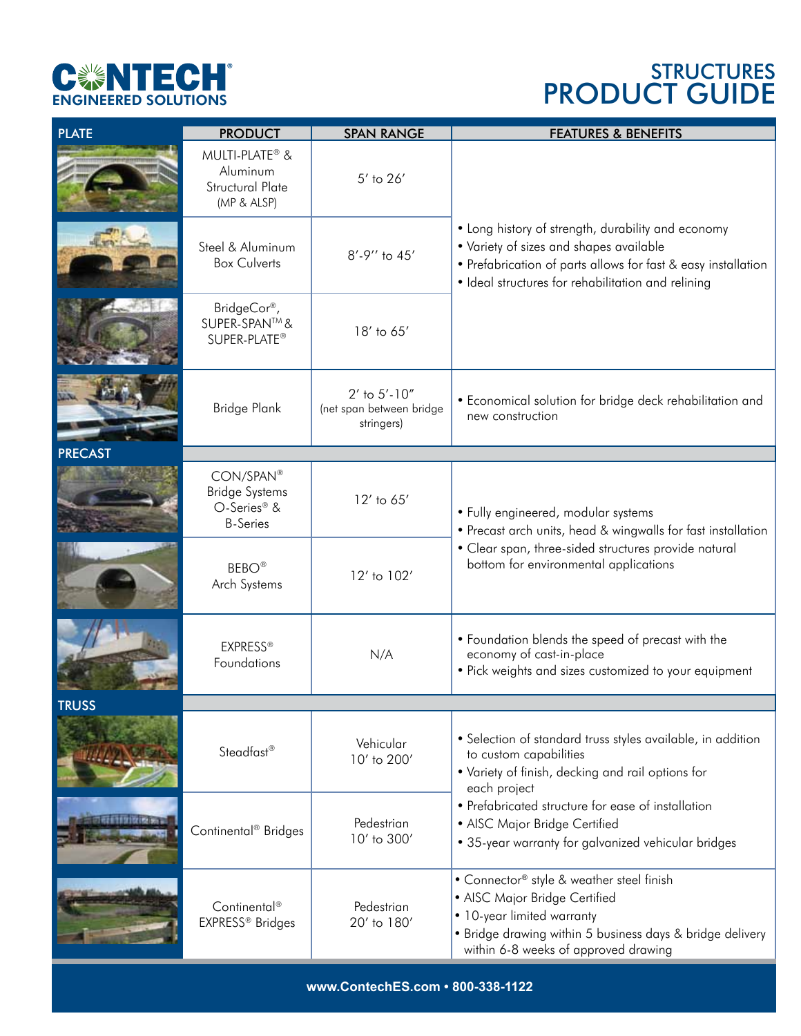# STRUCTURES PRODUCT GUIDE

CONTECH® ENGINEERED SOLUTIONS

| | PRODUCT | SPAN RANGE | FEATURES & BENEFITS |
|---|---|---|---|
| **PLATE** | | | |
| | MULTI-PLATE® & Aluminum Structural Plate (MP & ALSP) | 5′ to 26′ | • Long history of strength, durability and economy<br>• Variety of sizes and shapes available<br>• Prefabrication of parts allows for fast & easy installation<br>• Ideal structures for rehabilitation and relining |
| | Steel & Aluminum Box Culverts | 8′-9′′ to 45′ | |
| | BridgeCor®, SUPER-SPAN™ & SUPER-PLATE® | 18′ to 65′ | |
| | Bridge Plank | 2′ to 5′-10″ (net span between bridge stringers) | • Economical solution for bridge deck rehabilitation and new construction |
| **PRECAST** | | | |
| | CON/SPAN® Bridge Systems O-Series® & B-Series | 12′ to 65′ | • Fully engineered, modular systems<br>• Precast arch units, head & wingwalls for fast installation<br>• Clear span, three-sided structures provide natural bottom for environmental applications |
| | BEBO® Arch Systems | 12′ to 102′ | |
| | EXPRESS® Foundations | N/A | • Foundation blends the speed of precast with the economy of cast-in-place<br>• Pick weights and sizes customized to your equipment |
| **TRUSS** | | | |
| | Steadfast® | Vehicular 10′ to 200′ | • Selection of standard truss styles available, in addition to custom capabilities<br>• Variety of finish, decking and rail options for each project<br>• Prefabricated structure for ease of installation<br>• AISC Major Bridge Certified<br>• 35-year warranty for galvanized vehicular bridges |
| | Continental® Bridges | Pedestrian 10′ to 300′ | |
| | Continental® EXPRESS® Bridges | Pedestrian 20′ to 180′ | • Connector® style & weather steel finish<br>• AISC Major Bridge Certified<br>• 10-year limited warranty<br>• Bridge drawing within 5 business days & bridge delivery within 6-8 weeks of approved drawing |

www.ContechES.com • 800-338-1122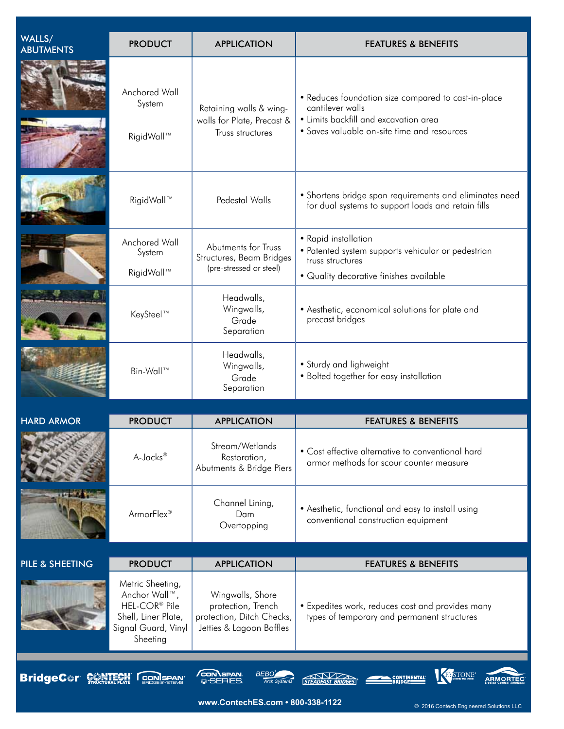## WALLS/ ABUTMENTS

| PRODUCT | APPLICATION | FEATURES & BENEFITS |
|---|---|---|
| Anchored Wall System<br>RigidWall™ | Retaining walls & wing-walls for Plate, Precast & Truss structures | • Reduces foundation size compared to cast-in-place cantilever walls<br>• Limits backfill and excavation area<br>• Saves valuable on-site time and resources |
| RigidWall™ | Pedestal Walls | • Shortens bridge span requirements and eliminates need for dual systems to support loads and retain fills |
| Anchored Wall System<br>RigidWall™ | Abutments for Truss Structures, Beam Bridges (pre-stressed or steel) | • Rapid installation<br>• Patented system supports vehicular or pedestrian truss structures<br>• Quality decorative finishes available |
| KeySteel™ | Headwalls, Wingwalls, Grade Separation | • Aesthetic, economical solutions for plate and precast bridges |
| Bin-Wall™ | Headwalls, Wingwalls, Grade Separation | • Sturdy and lighweight<br>• Bolted together for easy installation |

## HARD ARMOR

| PRODUCT | APPLICATION | FEATURES & BENEFITS |
|---|---|---|
| A-Jacks® | Stream/Wetlands Restoration, Abutments & Bridge Piers | • Cost effective alternative to conventional hard armor methods for scour counter measure |
| ArmorFlex® | Channel Lining, Dam Overtopping | • Aesthetic, functional and easy to install using conventional construction equipment |

## PILE & SHEETING

| PRODUCT | APPLICATION | FEATURES & BENEFITS |
|---|---|---|
| Metric Sheeting, Anchor Wall™, HEL-COR® Pile Shell, Liner Plate, Signal Guard, Vinyl Sheeting | Wingwalls, Shore protection, Trench protection, Ditch Checks, Jetties & Lagoon Baffles | • Expedites work, reduces cost and provides many types of temporary and permanent structures |

BridgeCor · CONTECH Structural Plate · CON/SPAN Bridge Systems · CON/SPAN O-Series · BEBO Arch Systems · Steadfast Bridges · Continental Bridge · Keystone · Armortec Erosion Control Solutions

**www.ContechES.com • 800-338-1122**

© 2016 Contech Engineered Solutions LLC